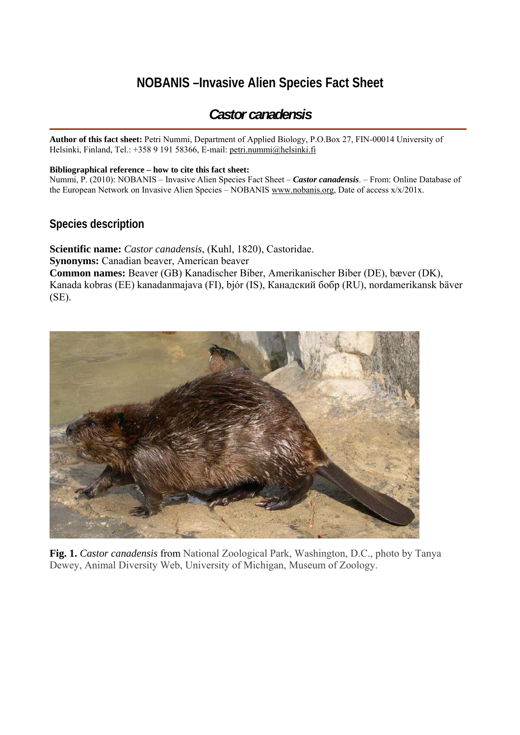# NOBANIS –Invasive Alien Species Fact Sheet

## *Castor canadensis*

**Author of this fact sheet:** Petri Nummi, Department of Applied Biology, P.O.Box 27, FIN-00014 University of Helsinki, Finland, Tel.: +358 9 191 58366, E-mail: petri.nummi@helsinki.fi

**Bibliographical reference – how to cite this fact sheet:**
Nummi, P. (2010): NOBANIS – Invasive Alien Species Fact Sheet – ***Castor canadensis***. – From: Online Database of the European Network on Invasive Alien Species – NOBANIS www.nobanis.org, Date of access x/x/201x.

## Species description

**Scientific name:** *Castor canadensis*, (Kuhl, 1820), Castoridae.
**Synonyms:** Canadian beaver, American beaver
**Common names:** Beaver (GB) Kanadischer Biber, Amerikanischer Biber (DE), bæver (DK), Kanada kobras (EE) kanadanmajava (FI), bjór (IS), Канадский бобр (RU), nordamerikansk bäver (SE).

**Fig. 1.** *Castor canadensis* from National Zoological Park, Washington, D.C., photo by Tanya Dewey, Animal Diversity Web, University of Michigan, Museum of Zoology.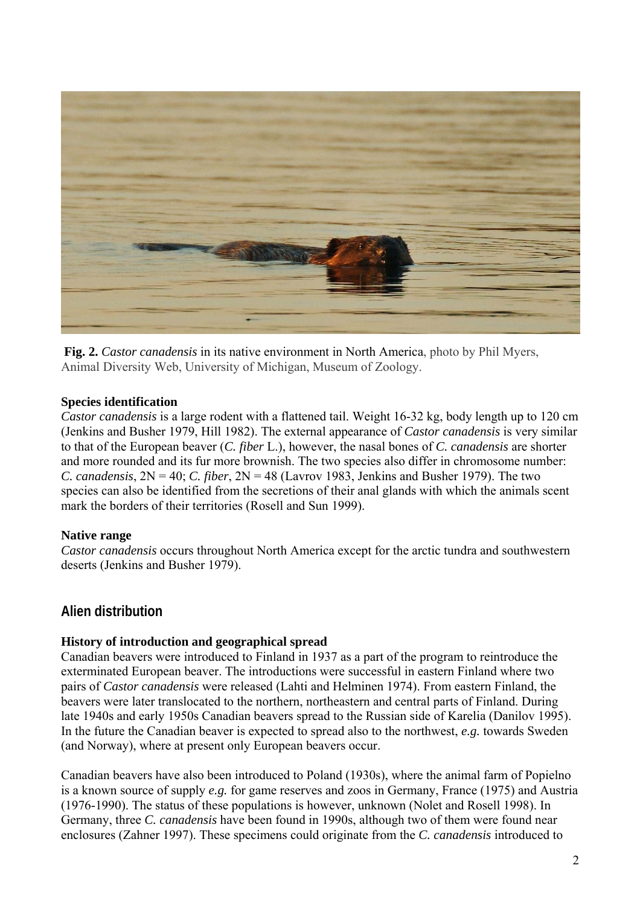**Fig. 2.** *Castor canadensis* in its native environment in North America, photo by Phil Myers, Animal Diversity Web, University of Michigan, Museum of Zoology.

**Species identification**
*Castor canadensis* is a large rodent with a flattened tail. Weight 16-32 kg, body length up to 120 cm (Jenkins and Busher 1979, Hill 1982). The external appearance of *Castor canadensis* is very similar to that of the European beaver (*C. fiber* L.), however, the nasal bones of *C. canadensis* are shorter and more rounded and its fur more brownish. The two species also differ in chromosome number: *C. canadensis*, 2N = 40; *C. fiber*, 2N = 48 (Lavrov 1983, Jenkins and Busher 1979). The two species can also be identified from the secretions of their anal glands with which the animals scent mark the borders of their territories (Rosell and Sun 1999).

**Native range**
*Castor canadensis* occurs throughout North America except for the arctic tundra and southwestern deserts (Jenkins and Busher 1979).

## Alien distribution

**History of introduction and geographical spread**
Canadian beavers were introduced to Finland in 1937 as a part of the program to reintroduce the exterminated European beaver. The introductions were successful in eastern Finland where two pairs of *Castor canadensis* were released (Lahti and Helminen 1974). From eastern Finland, the beavers were later translocated to the northern, northeastern and central parts of Finland. During late 1940s and early 1950s Canadian beavers spread to the Russian side of Karelia (Danilov 1995). In the future the Canadian beaver is expected to spread also to the northwest, *e.g.* towards Sweden (and Norway), where at present only European beavers occur.

Canadian beavers have also been introduced to Poland (1930s), where the animal farm of Popielno is a known source of supply *e.g.* for game reserves and zoos in Germany, France (1975) and Austria (1976-1990). The status of these populations is however, unknown (Nolet and Rosell 1998). In Germany, three *C. canadensis* have been found in 1990s, although two of them were found near enclosures (Zahner 1997). These specimens could originate from the *C. canadensis* introduced to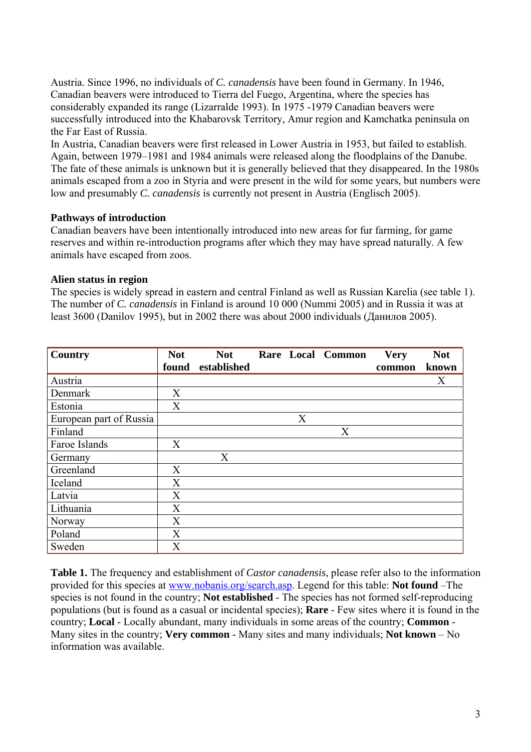Austria. Since 1996, no individuals of *C. canadensis* have been found in Germany. In 1946, Canadian beavers were introduced to Tierra del Fuego, Argentina, where the species has considerably expanded its range (Lizarralde 1993). In 1975 -1979 Canadian beavers were successfully introduced into the Khabarovsk Territory, Amur region and Kamchatka peninsula on the Far East of Russia.

In Austria, Canadian beavers were first released in Lower Austria in 1953, but failed to establish. Again, between 1979–1981 and 1984 animals were released along the floodplains of the Danube. The fate of these animals is unknown but it is generally believed that they disappeared. In the 1980s animals escaped from a zoo in Styria and were present in the wild for some years, but numbers were low and presumably *C. canadensis* is currently not present in Austria (Englisch 2005).

**Pathways of introduction**

Canadian beavers have been intentionally introduced into new areas for fur farming, for game reserves and within re-introduction programs after which they may have spread naturally. A few animals have escaped from zoos.

**Alien status in region**

The species is widely spread in eastern and central Finland as well as Russian Karelia (see table 1). The number of *C. canadensis* in Finland is around 10 000 (Nummi 2005) and in Russia it was at least 3600 (Danilov 1995), but in 2002 there was about 2000 individuals (Данилов 2005).

| Country | Not found | Not established | Rare | Local | Common | Very common | Not known |
|---|---|---|---|---|---|---|---|
| Austria | | | | | | | X |
| Denmark | X | | | | | | |
| Estonia | X | | | | | | |
| European part of Russia | | | | X | | | |
| Finland | | | | | X | | |
| Faroe Islands | X | | | | | | |
| Germany | | X | | | | | |
| Greenland | X | | | | | | |
| Iceland | X | | | | | | |
| Latvia | X | | | | | | |
| Lithuania | X | | | | | | |
| Norway | X | | | | | | |
| Poland | X | | | | | | |
| Sweden | X | | | | | | |

**Table 1.** The frequency and establishment of *Castor canadensis*, please refer also to the information provided for this species at www.nobanis.org/search.asp. Legend for this table: **Not found** –The species is not found in the country; **Not established** - The species has not formed self-reproducing populations (but is found as a casual or incidental species); **Rare** - Few sites where it is found in the country; **Local** - Locally abundant, many individuals in some areas of the country; **Common** - Many sites in the country; **Very common** - Many sites and many individuals; **Not known** – No information was available.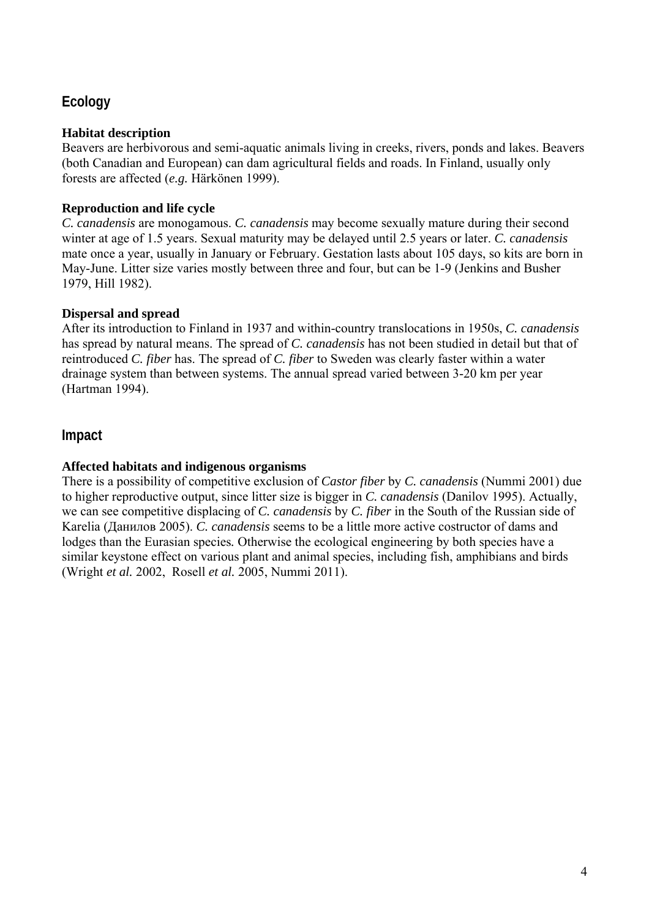## Ecology

### Habitat description

Beavers are herbivorous and semi-aquatic animals living in creeks, rivers, ponds and lakes. Beavers (both Canadian and European) can dam agricultural fields and roads. In Finland, usually only forests are affected (*e.g.* Härkönen 1999).

### Reproduction and life cycle

*C. canadensis* are monogamous. *C. canadensis* may become sexually mature during their second winter at age of 1.5 years. Sexual maturity may be delayed until 2.5 years or later. *C. canadensis* mate once a year, usually in January or February. Gestation lasts about 105 days, so kits are born in May-June. Litter size varies mostly between three and four, but can be 1-9 (Jenkins and Busher 1979, Hill 1982).

### Dispersal and spread

After its introduction to Finland in 1937 and within-country translocations in 1950s, *C. canadensis* has spread by natural means. The spread of *C. canadensis* has not been studied in detail but that of reintroduced *C. fiber* has. The spread of *C. fiber* to Sweden was clearly faster within a water drainage system than between systems. The annual spread varied between 3-20 km per year (Hartman 1994).

## Impact

### Affected habitats and indigenous organisms

There is a possibility of competitive exclusion of *Castor fiber* by *C. canadensis* (Nummi 2001) due to higher reproductive output, since litter size is bigger in *C. canadensis* (Danilov 1995). Actually, we can see competitive displacing of *C. canadensis* by *C. fiber* in the South of the Russian side of Karelia (Данилов 2005). *C. canadensis* seems to be a little more active costructor of dams and lodges than the Eurasian species. Otherwise the ecological engineering by both species have a similar keystone effect on various plant and animal species, including fish, amphibians and birds (Wright *et al.* 2002, Rosell *et al.* 2005, Nummi 2011).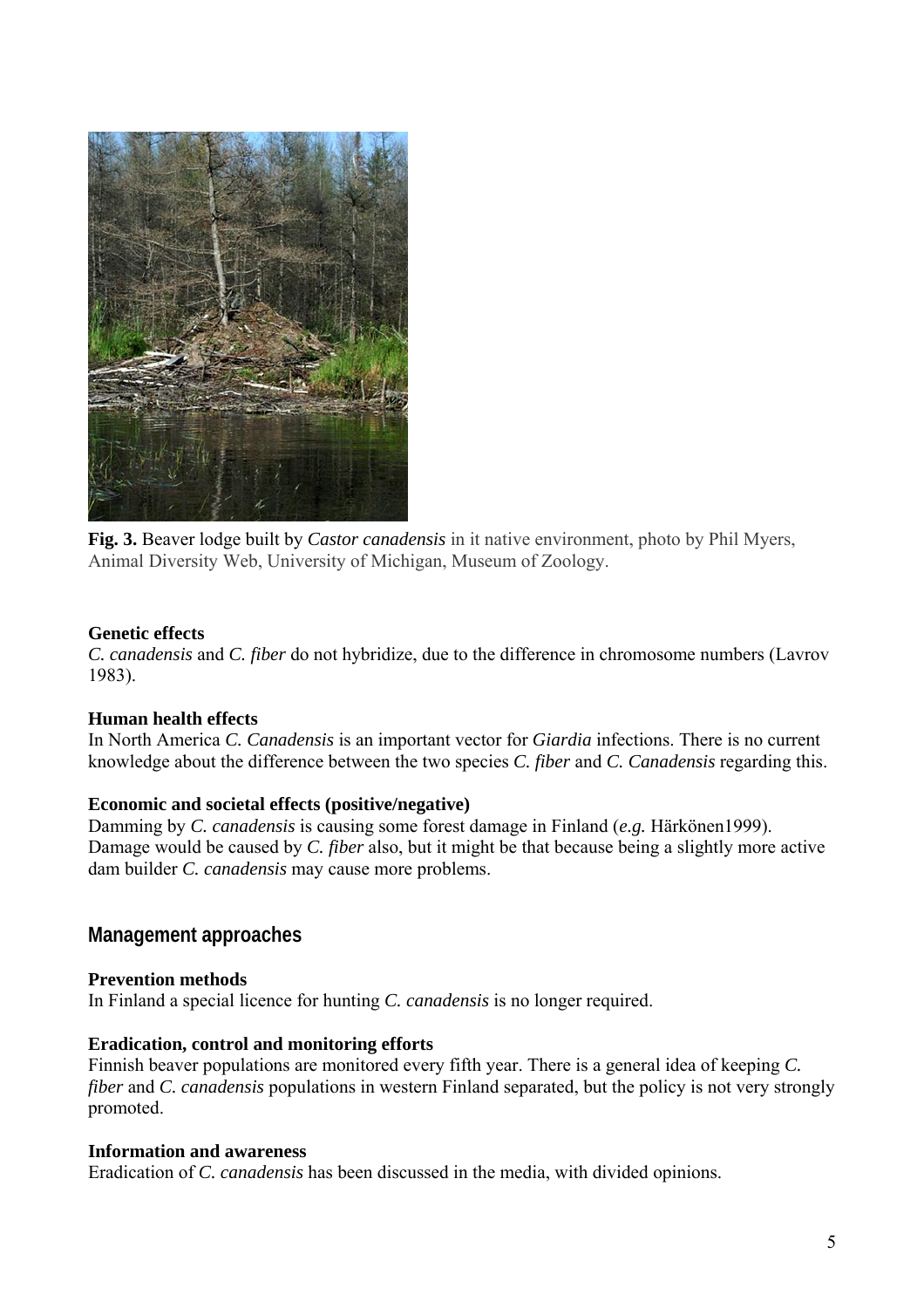**Fig. 3.** Beaver lodge built by *Castor canadensis* in it native environment, photo by Phil Myers, Animal Diversity Web, University of Michigan, Museum of Zoology.

**Genetic effects**
*C. canadensis* and *C. fiber* do not hybridize, due to the difference in chromosome numbers (Lavrov 1983).

**Human health effects**
In North America *C. Canadensis* is an important vector for *Giardia* infections. There is no current knowledge about the difference between the two species *C. fiber* and *C. Canadensis* regarding this.

**Economic and societal effects (positive/negative)**
Damming by *C. canadensis* is causing some forest damage in Finland (*e.g.* Härkönen1999). Damage would be caused by *C. fiber* also, but it might be that because being a slightly more active dam builder *C. canadensis* may cause more problems.

## Management approaches

**Prevention methods**
In Finland a special licence for hunting *C. canadensis* is no longer required.

**Eradication, control and monitoring efforts**
Finnish beaver populations are monitored every fifth year. There is a general idea of keeping *C. fiber* and *C. canadensis* populations in western Finland separated, but the policy is not very strongly promoted.

**Information and awareness**
Eradication of *C. canadensis* has been discussed in the media, with divided opinions.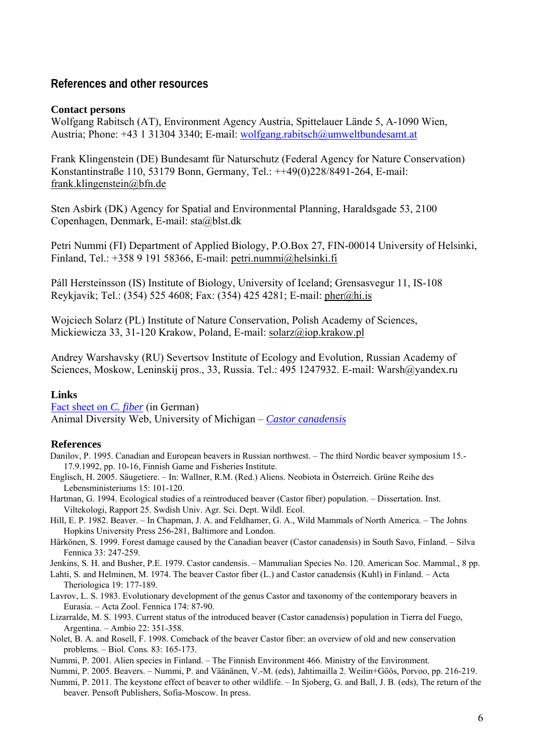## References and other resources

### Contact persons

Wolfgang Rabitsch (AT), Environment Agency Austria, Spittelauer Lände 5, A-1090 Wien, Austria; Phone: +43 1 31304 3340; E-mail: wolfgang.rabitsch@umweltbundesamt.at

Frank Klingenstein (DE) Bundesamt für Naturschutz (Federal Agency for Nature Conservation) Konstantinstraße 110, 53179 Bonn, Germany, Tel.: ++49(0)228/8491-264, E-mail: frank.klingenstein@bfn.de

Sten Asbirk (DK) Agency for Spatial and Environmental Planning, Haraldsgade 53, 2100 Copenhagen, Denmark, E-mail: sta@blst.dk

Petri Nummi (FI) Department of Applied Biology, P.O.Box 27, FIN-00014 University of Helsinki, Finland, Tel.: +358 9 191 58366, E-mail: petri.nummi@helsinki.fi

Páll Hersteinsson (IS) Institute of Biology, University of Iceland; Grensasvegur 11, IS-108 Reykjavik; Tel.: (354) 525 4608; Fax: (354) 425 4281; E-mail: pher@hi.is

Wojciech Solarz (PL) Institute of Nature Conservation, Polish Academy of Sciences, Mickiewicza 33, 31-120 Krakow, Poland, E-mail: solarz@iop.krakow.pl

Andrey Warshavsky (RU) Severtsov Institute of Ecology and Evolution, Russian Academy of Sciences, Moskow, Leninskij pros., 33, Russia. Tel.: 495 1247932. E-mail: Warsh@yandex.ru

### Links

Fact sheet on *C. fiber* (in German)
Animal Diversity Web, University of Michigan – *Castor canadensis*

### References

Danilov, P. 1995. Canadian and European beavers in Russian northwest. – The third Nordic beaver symposium 15.-17.9.1992, pp. 10-16, Finnish Game and Fisheries Institute.

Englisch, H. 2005. Säugetiere. – In: Wallner, R.M. (Red.) Aliens. Neobiota in Österreich. Grüne Reihe des Lebensministeriums 15: 101-120.

Hartman, G. 1994. Ecological studies of a reintroduced beaver (Castor fiber) population. – Dissertation. Inst. Viltekologi, Rapport 25. Swdish Univ. Agr. Sci. Dept. Wildl. Ecol.

Hill, E. P. 1982. Beaver. – In Chapman, J. A. and Feldhamer, G. A., Wild Mammals of North America. – The Johns Hopkins University Press 256-281, Baltimore and London.

Härkönen, S. 1999. Forest damage caused by the Canadian beaver (Castor canadensis) in South Savo, Finland. – Silva Fennica 33: 247-259.

Jenkins, S. H. and Busher, P.E. 1979. Castor candensis. – Mammalian Species No. 120. American Soc. Mammal., 8 pp.

Lahti, S. and Helminen, M. 1974. The beaver Castor fiber (L.) and Castor canadensis (Kuhl) in Finland. – Acta Theriologica 19: 177-189.

Lavrov, L. S. 1983. Evolutionary development of the genus Castor and taxonomy of the contemporary beavers in Eurasia. – Acta Zool. Fennica 174: 87-90.

Lizarralde, M. S. 1993. Current status of the introduced beaver (Castor canadensis) population in Tierra del Fuego, Argentina. – Ambio 22: 351-358.

Nolet, B. A. and Rosell, F. 1998. Comeback of the beaver Castor fiber: an overview of old and new conservation problems. – Biol. Cons. 83: 165-173.

Nummi, P. 2001. Alien species in Finland. – The Finnish Environment 466. Ministry of the Environment.

Nummi, P. 2005. Beavers. – Nummi, P. and Väänänen, V.-M. (eds), Jahtimailla 2. Weilin+Göös, Porvoo, pp. 216-219.

Nummi, P. 2011. The keystone effect of beaver to other wildlife. – In Sjoberg, G. and Ball, J. B. (eds), The return of the beaver. Pensoft Publishers, Sofia-Moscow. In press.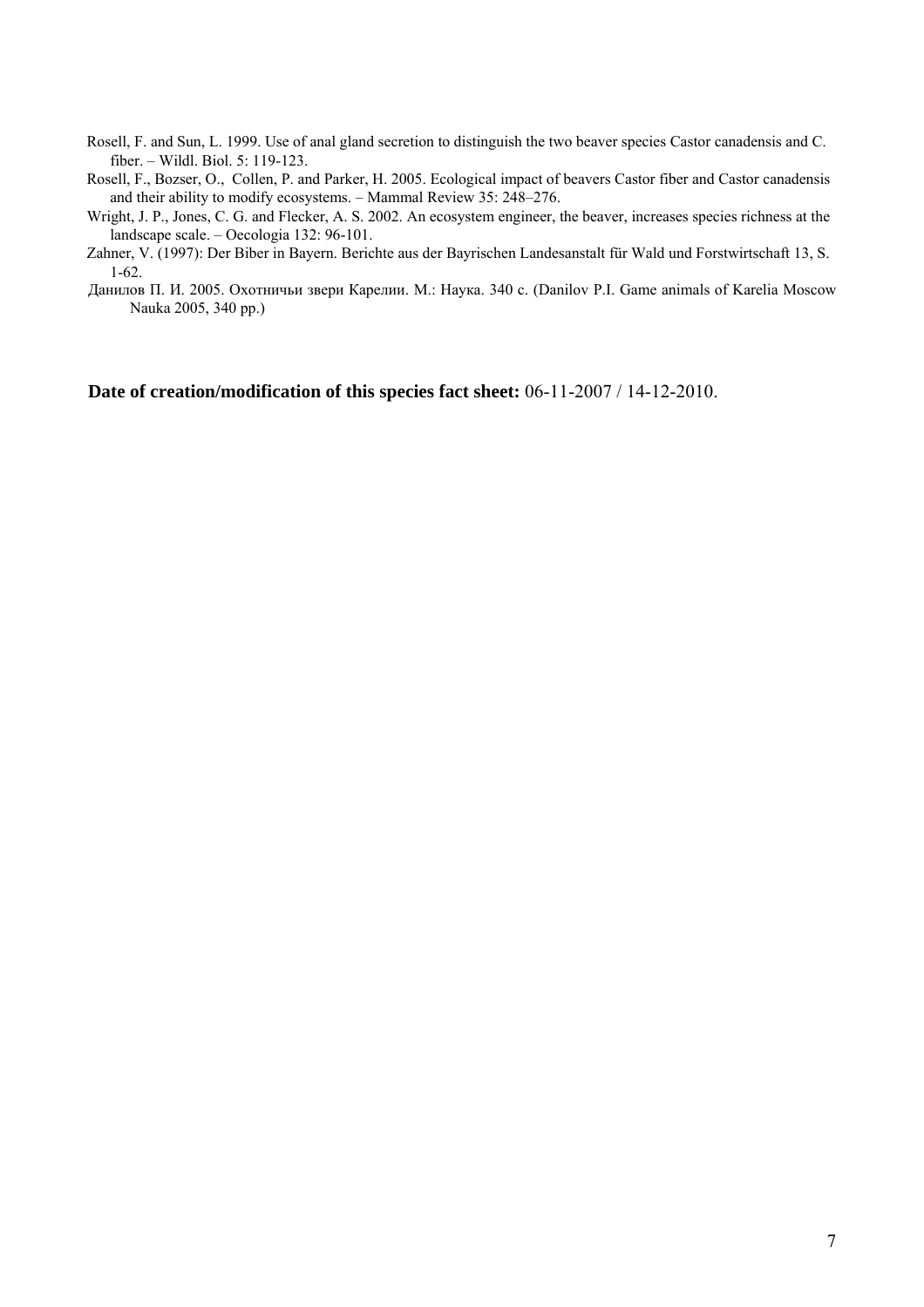Rosell, F. and Sun, L. 1999. Use of anal gland secretion to distinguish the two beaver species Castor canadensis and C. fiber. – Wildl. Biol. 5: 119-123.

Rosell, F., Bozser, O., Collen, P. and Parker, H. 2005. Ecological impact of beavers Castor fiber and Castor canadensis and their ability to modify ecosystems. – Mammal Review 35: 248–276.

Wright, J. P., Jones, C. G. and Flecker, A. S. 2002. An ecosystem engineer, the beaver, increases species richness at the landscape scale. – Oecologia 132: 96-101.

Zahner, V. (1997): Der Biber in Bayern. Berichte aus der Bayrischen Landesanstalt für Wald und Forstwirtschaft 13, S. 1-62.

Данилов П. И. 2005. Охотничьи звери Карелии. М.: Наука. 340 с. (Danilov P.I. Game animals of Karelia Moscow Nauka 2005, 340 pp.)

**Date of creation/modification of this species fact sheet:** 06-11-2007 / 14-12-2010.